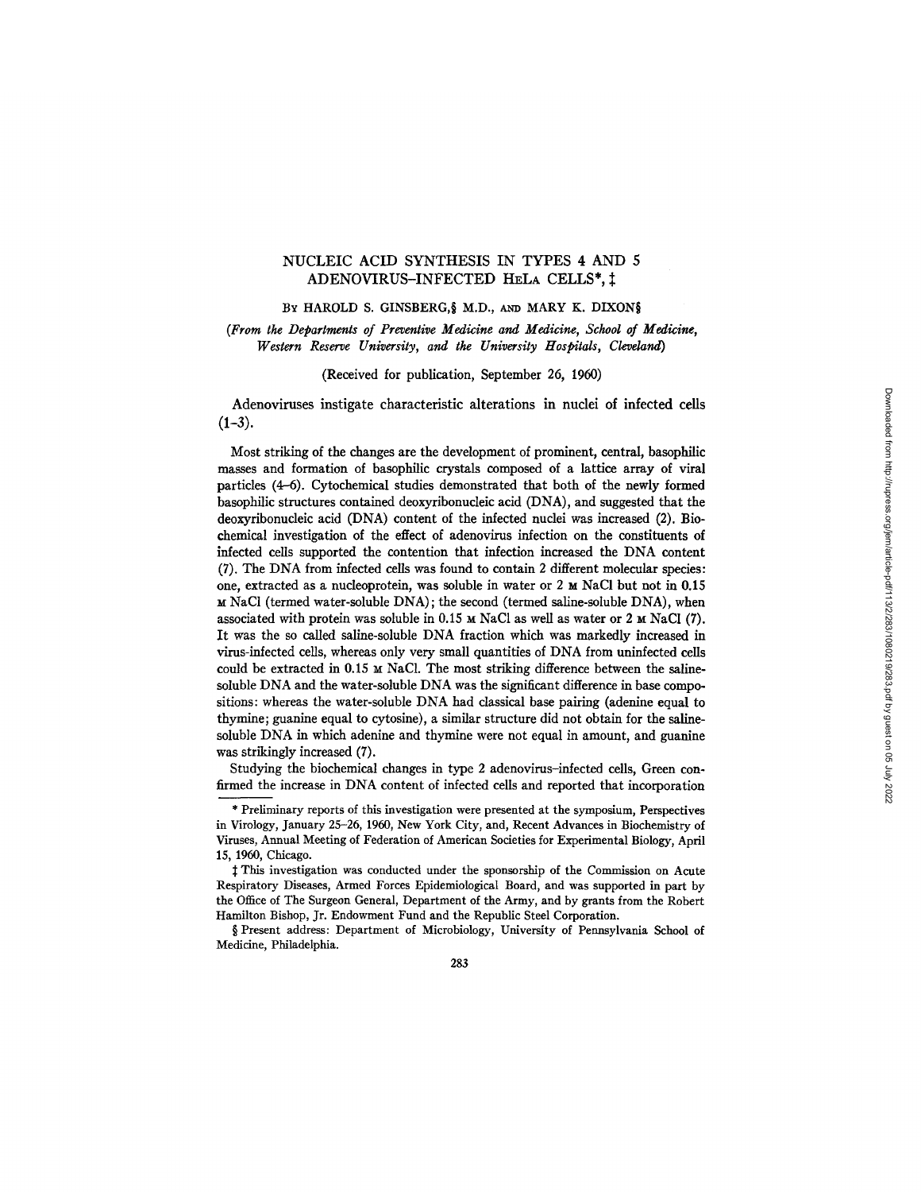# NUCLEIC ACID SYNTHESIS IN TYPES 4 AND 5 ADENOVIRUS–INFECTED HeLa CELLS*, ‡

By HAROLD S. GINSBERG,§ M.D., and MARY K. DIXON§

*(From the Departments of Preventive Medicine and Medicine, School of Medicine, Western Reserve University, and the University Hospitals, Cleveland)*

(Received for publication, September 26, 1960)

Adenoviruses instigate characteristic alterations in nuclei of infected cells (1–3).

Most striking of the changes are the development of prominent, central, basophilic masses and formation of basophilic crystals composed of a lattice array of viral particles (4–6). Cytochemical studies demonstrated that both of the newly formed basophilic structures contained deoxyribonucleic acid (DNA), and suggested that the deoxyribonucleic acid (DNA) content of the infected nuclei was increased (2). Biochemical investigation of the effect of adenovirus infection on the constituents of infected cells supported the contention that infection increased the DNA content (7). The DNA from infected cells was found to contain 2 different molecular species: one, extracted as a nucleoprotein, was soluble in water or 2 M NaCl but not in 0.15 M NaCl (termed water-soluble DNA); the second (termed saline-soluble DNA), when associated with protein was soluble in 0.15 M NaCl as well as water or 2 M NaCl (7). It was the so called saline-soluble DNA fraction which was markedly increased in virus-infected cells, whereas only very small quantities of DNA from uninfected cells could be extracted in 0.15 M NaCl. The most striking difference between the saline-soluble DNA and the water-soluble DNA was the significant difference in base compositions: whereas the water-soluble DNA had classical base pairing (adenine equal to thymine; guanine equal to cytosine), a similar structure did not obtain for the saline-soluble DNA in which adenine and thymine were not equal in amount, and guanine was strikingly increased (7).

Studying the biochemical changes in type 2 adenovirus–infected cells, Green confirmed the increase in DNA content of infected cells and reported that incorporation

---

\* Preliminary reports of this investigation were presented at the symposium, Perspectives in Virology, January 25–26, 1960, New York City, and, Recent Advances in Biochemistry of Viruses, Annual Meeting of Federation of American Societies for Experimental Biology, April 15, 1960, Chicago.

‡ This investigation was conducted under the sponsorship of the Commission on Acute Respiratory Diseases, Armed Forces Epidemiological Board, and was supported in part by the Office of The Surgeon General, Department of the Army, and by grants from the Robert Hamilton Bishop, Jr. Endowment Fund and the Republic Steel Corporation.

§ Present address: Department of Microbiology, University of Pennsylvania School of Medicine, Philadelphia.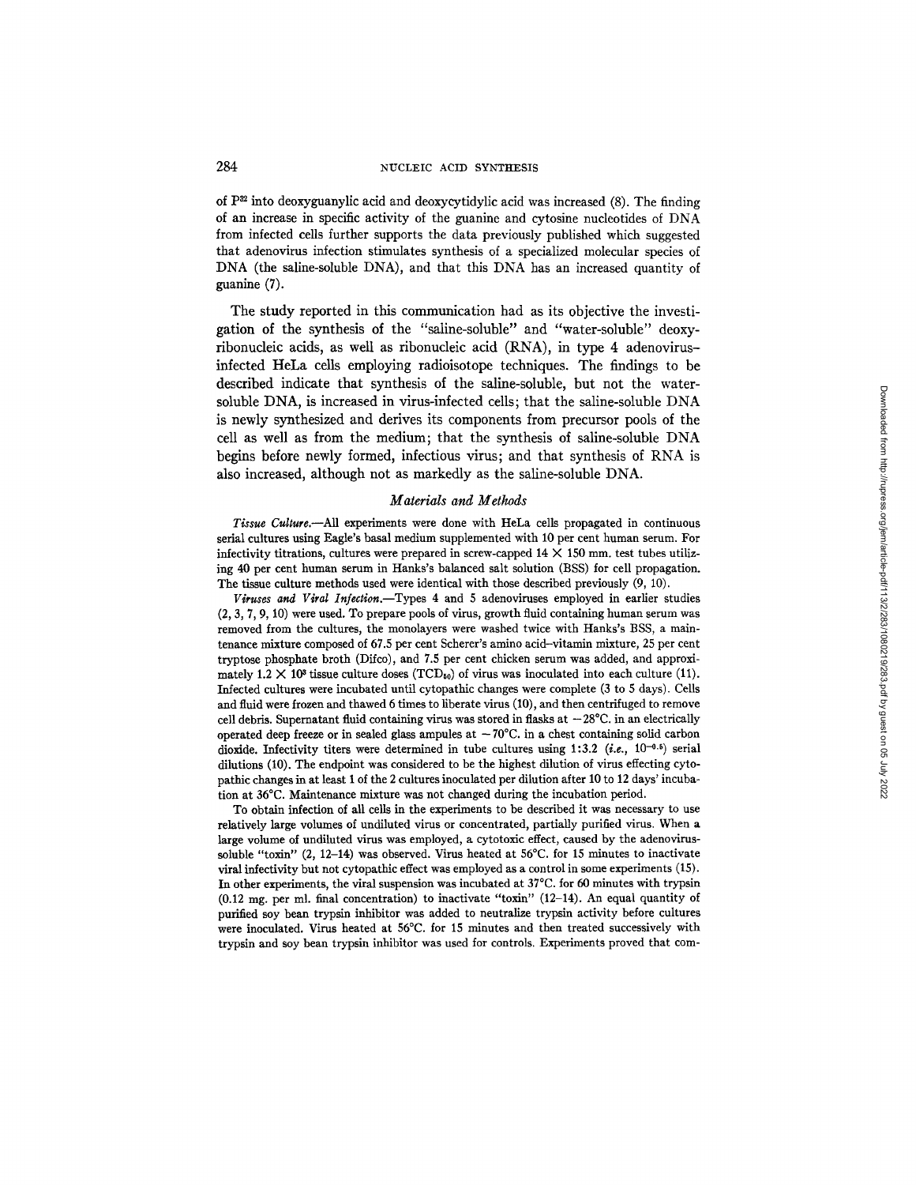of $P^{32}$ into deoxyguanylic acid and deoxycytidylic acid was increased (8). The finding of an increase in specific activity of the guanine and cytosine nucleotides of DNA from infected cells further supports the data previously published which suggested that adenovirus infection stimulates synthesis of a specialized molecular species of DNA (the saline-soluble DNA), and that this DNA has an increased quantity of guanine (7).

The study reported in this communication had as its objective the investigation of the synthesis of the "saline-soluble" and "water-soluble" deoxyribonucleic acids, as well as ribonucleic acid (RNA), in type 4 adenovirus-infected HeLa cells employing radioisotope techniques. The findings to be described indicate that synthesis of the saline-soluble, but not the water-soluble DNA, is increased in virus-infected cells; that the saline-soluble DNA is newly synthesized and derives its components from precursor pools of the cell as well as from the medium; that the synthesis of saline-soluble DNA begins before newly formed, infectious virus; and that synthesis of RNA is also increased, although not as markedly as the saline-soluble DNA.

## *Materials and Methods*

*Tissue Culture.*—All experiments were done with HeLa cells propagated in continuous serial cultures using Eagle's basal medium supplemented with 10 per cent human serum. For infectivity titrations, cultures were prepared in screw-capped 14 × 150 mm. test tubes utilizing 40 per cent human serum in Hanks's balanced salt solution (BSS) for cell propagation. The tissue culture methods used were identical with those described previously (9, 10).

*Viruses and Viral Infection.*—Types 4 and 5 adenoviruses employed in earlier studies (2, 3, 7, 9, 10) were used. To prepare pools of virus, growth fluid containing human serum was removed from the cultures, the monolayers were washed twice with Hanks's BSS, a maintenance mixture composed of 67.5 per cent Scherer's amino acid–vitamin mixture, 25 per cent tryptose phosphate broth (Difco), and 7.5 per cent chicken serum was added, and approximately $1.2 \times 10^{3}$ tissue culture doses ($TCD_{50}$) of virus was inoculated into each culture (11). Infected cultures were incubated until cytopathic changes were complete (3 to 5 days). Cells and fluid were frozen and thawed 6 times to liberate virus (10), and then centrifuged to remove cell debris. Supernatant fluid containing virus was stored in flasks at −28°C. in an electrically operated deep freeze or in sealed glass ampules at −70°C. in a chest containing solid carbon dioxide. Infectivity titers were determined in tube cultures using 1:3.2 (*i.e.*, $10^{-0.5}$) serial dilutions (10). The endpoint was considered to be the highest dilution of virus effecting cytopathic changes in at least 1 of the 2 cultures inoculated per dilution after 10 to 12 days' incubation at 36°C. Maintenance mixture was not changed during the incubation period.

To obtain infection of all cells in the experiments to be described it was necessary to use relatively large volumes of undiluted virus or concentrated, partially purified virus. When a large volume of undiluted virus was employed, a cytotoxic effect, caused by the adenovirus-soluble "toxin" (2, 12–14) was observed. Virus heated at 56°C. for 15 minutes to inactivate viral infectivity but not cytopathic effect was employed as a control in some experiments (15). In other experiments, the viral suspension was incubated at 37°C. for 60 minutes with trypsin (0.12 mg. per ml. final concentration) to inactivate "toxin" (12–14). An equal quantity of purified soy bean trypsin inhibitor was added to neutralize trypsin activity before cultures were inoculated. Virus heated at 56°C. for 15 minutes and then treated successively with trypsin and soy bean trypsin inhibitor was used for controls. Experiments proved that com-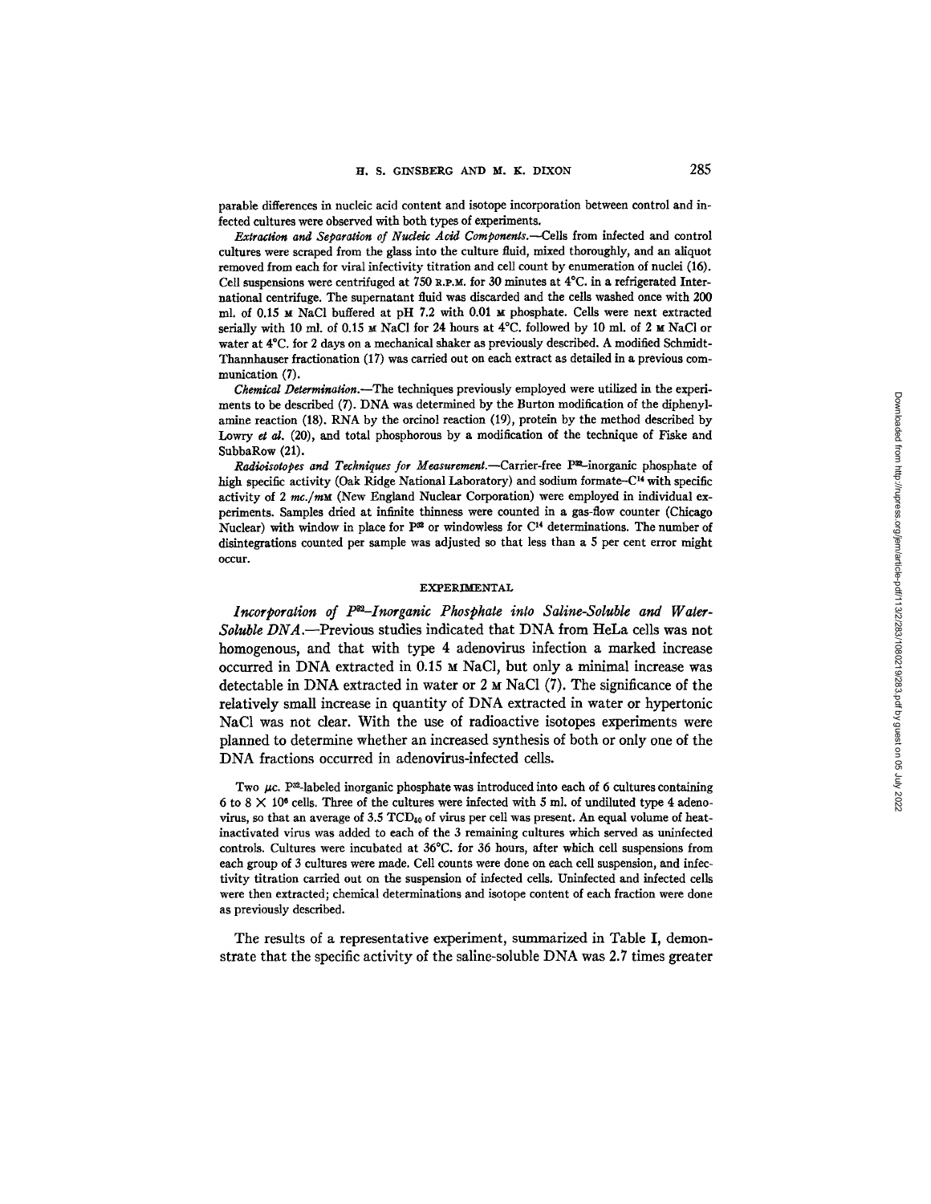parable differences in nucleic acid content and isotope incorporation between control and infected cultures were observed with both types of experiments.

*Extraction and Separation of Nucleic Acid Components.*—Cells from infected and control cultures were scraped from the glass into the culture fluid, mixed thoroughly, and an aliquot removed from each for viral infectivity titration and cell count by enumeration of nuclei (16). Cell suspensions were centrifuged at 750 R.P.M. for 30 minutes at 4°C. in a refrigerated International centrifuge. The supernatant fluid was discarded and the cells washed once with 200 ml. of 0.15 M NaCl buffered at pH 7.2 with 0.01 M phosphate. Cells were next extracted serially with 10 ml. of 0.15 M NaCl for 24 hours at 4°C. followed by 10 ml. of 2 M NaCl or water at 4°C. for 2 days on a mechanical shaker as previously described. A modified Schmidt-Thannhauser fractionation (17) was carried out on each extract as detailed in a previous communication (7).

*Chemical Determination.*—The techniques previously employed were utilized in the experiments to be described (7). DNA was determined by the Burton modification of the diphenylamine reaction (18). RNA by the orcinol reaction (19), protein by the method described by Lowry *et al.* (20), and total phosphorous by a modification of the technique of Fiske and SubbaRow (21).

*Radioisotopes and Techniques for Measurement.*—Carrier-free $P^{32}$-inorganic phosphate of high specific activity (Oak Ridge National Laboratory) and sodium formate-$C^{14}$ with specific activity of 2 *mc./mM* (New England Nuclear Corporation) were employed in individual experiments. Samples dried at infinite thinness were counted in a gas-flow counter (Chicago Nuclear) with window in place for $P^{32}$ or windowless for $C^{14}$ determinations. The number of disintegrations counted per sample was adjusted so that less than a 5 per cent error might occur.

## EXPERIMENTAL

*Incorporation of $P^{32}$-Inorganic Phosphate into Saline-Soluble and Water-Soluble DNA.*—Previous studies indicated that DNA from HeLa cells was not homogenous, and that with type 4 adenovirus infection a marked increase occurred in DNA extracted in 0.15 M NaCl, but only a minimal increase was detectable in DNA extracted in water or 2 M NaCl (7). The significance of the relatively small increase in quantity of DNA extracted in water or hypertonic NaCl was not clear. With the use of radioactive isotopes experiments were planned to determine whether an increased synthesis of both or only one of the DNA fractions occurred in adenovirus-infected cells.

Two $\mu c.$ $P^{32}$-labeled inorganic phosphate was introduced into each of 6 cultures containing 6 to 8 $\times$ $10^6$ cells. Three of the cultures were infected with 5 ml. of undiluted type 4 adenovirus, so that an average of 3.5 $TCD_{50}$ of virus per cell was present. An equal volume of heat-inactivated virus was added to each of the 3 remaining cultures which served as uninfected controls. Cultures were incubated at 36°C. for 36 hours, after which cell suspensions from each group of 3 cultures were made. Cell counts were done on each cell suspension, and infectivity titration carried out on the suspension of infected cells. Uninfected and infected cells were then extracted; chemical determinations and isotope content of each fraction were done as previously described.

The results of a representative experiment, summarized in Table I, demonstrate that the specific activity of the saline-soluble DNA was 2.7 times greater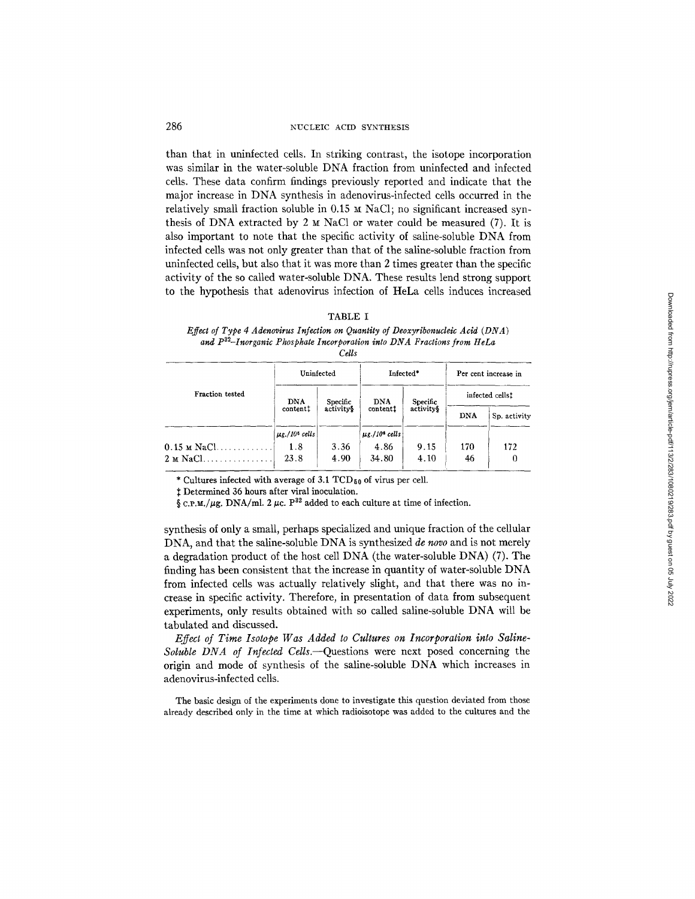than that in uninfected cells. In striking contrast, the isotope incorporation was similar in the water-soluble DNA fraction from uninfected and infected cells. These data confirm findings previously reported and indicate that the major increase in DNA synthesis in adenovirus-infected cells occurred in the relatively small fraction soluble in 0.15 M NaCl; no significant increased synthesis of DNA extracted by 2 M NaCl or water could be measured (7). It is also important to note that the specific activity of saline-soluble DNA from infected cells was not only greater than that of the saline-soluble fraction from uninfected cells, but also that it was more than 2 times greater than the specific activity of the so called water-soluble DNA. These results lend strong support to the hypothesis that adenovirus infection of HeLa cells induces increased synthesis of only a small, perhaps specialized and unique fraction of the cellular DNA, and that the saline-soluble DNA is synthesized *de novo* and is not merely a degradation product of the host cell DNA (the water-soluble DNA) (7). The finding has been consistent that the increase in quantity of water-soluble DNA from infected cells was actually relatively slight, and that there was no increase in specific activity. Therefore, in presentation of data from subsequent experiments, only results obtained with so called saline-soluble DNA will be tabulated and discussed.

TABLE I

*Effect of Type 4 Adenovirus Infection on Quantity of Deoxyribonucleic Acid (DNA) and $P^{32}$–Inorganic Phosphate Incorporation into DNA Fractions from HeLa Cells*

| Fraction tested | Uninfected | | Infected* | | Per cent increase in infected cells‡ | |
|---|---|---|---|---|---|---|
| | DNA content‡ | Specific activity§ | DNA content‡ | Specific activity§ | DNA | Sp. activity |
| | *μg./10⁸ cells* | | *μg./10⁸ cells* | | | |
| 0.15 M NaCl | 1.8 | 3.36 | 4.86 | 9.15 | 170 | 172 |
| 2 M NaCl | 23.8 | 4.90 | 34.80 | 4.10 | 46 | 0 |

\* Cultures infected with average of 3.1 $TCD_{50}$ of virus per cell.

‡ Determined 36 hours after viral inoculation.

§ C.P.M./μg. DNA/ml. 2 μc. $P^{32}$ added to each culture at time of infection.

*Effect of Time Isotope Was Added to Cultures on Incorporation into Saline-Soluble DNA of Infected Cells.*—Questions were next posed concerning the origin and mode of synthesis of the saline-soluble DNA which increases in adenovirus-infected cells.

The basic design of the experiments done to investigate this question deviated from those already described only in the time at which radioisotope was added to the cultures and the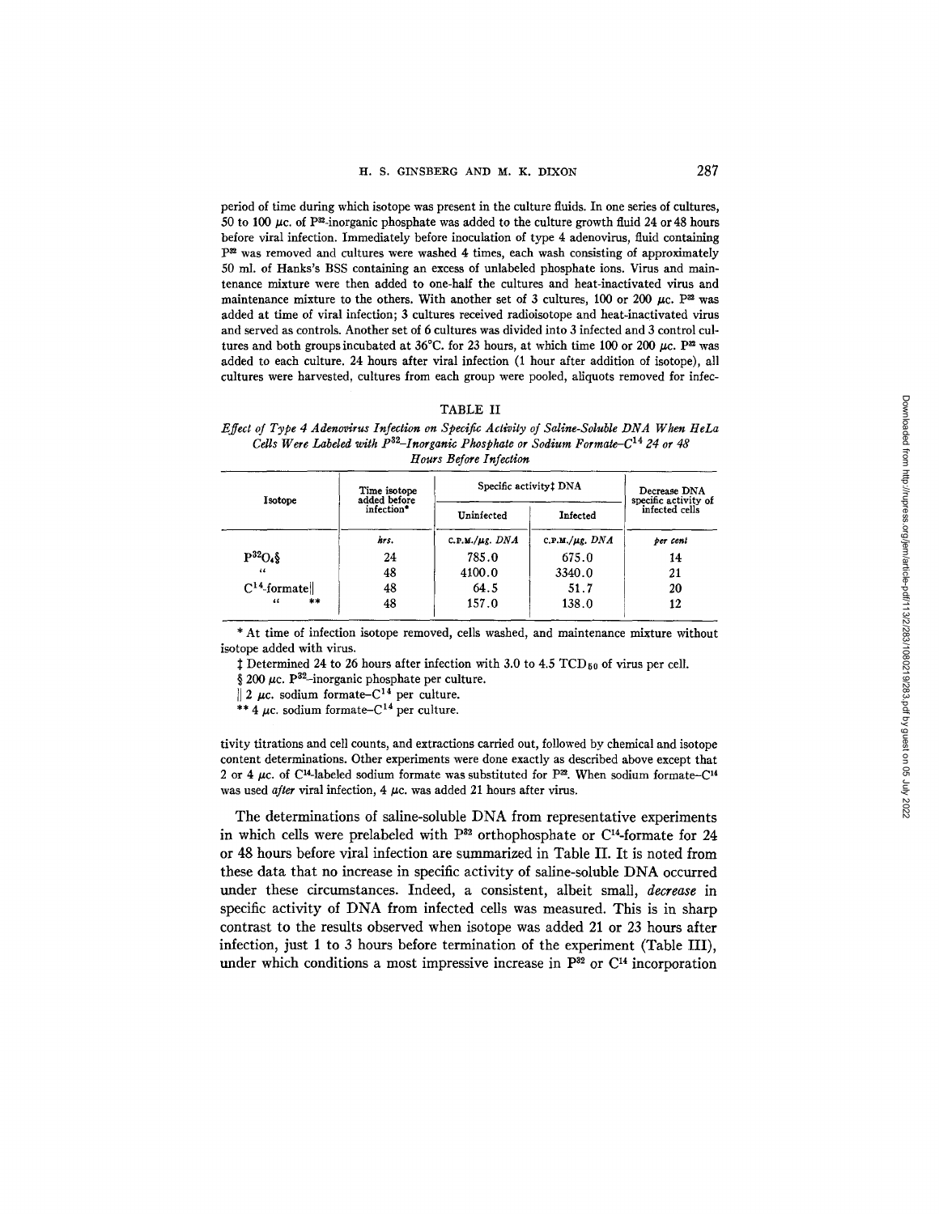period of time during which isotope was present in the culture fluids. In one series of cultures, 50 to 100 μc. of $P^{32}$-inorganic phosphate was added to the culture growth fluid 24 or 48 hours before viral infection. Immediately before inoculation of type 4 adenovirus, fluid containing $P^{32}$ was removed and cultures were washed 4 times, each wash consisting of approximately 50 ml. of Hanks's BSS containing an excess of unlabeled phosphate ions. Virus and maintenance mixture were then added to one-half the cultures and heat-inactivated virus and maintenance mixture to the others. With another set of 3 cultures, 100 or 200 μc. $P^{32}$ was added at time of viral infection; 3 cultures received radioisotope and heat-inactivated virus and served as controls. Another set of 6 cultures was divided into 3 infected and 3 control cultures and both groups incubated at 36°C. for 23 hours, at which time 100 or 200 μc. $P^{32}$ was added to each culture. 24 hours after viral infection (1 hour after addition of isotope), all cultures were harvested, cultures from each group were pooled, aliquots removed for infectivity titrations and cell counts, and extractions carried out, followed by chemical and isotope content determinations. Other experiments were done exactly as described above except that 2 or 4 μc. of $C^{14}$-labeled sodium formate was substituted for $P^{32}$. When sodium formate–$C^{14}$ was used *after* viral infection, 4 μc. was added 21 hours after virus.

TABLE II

*Effect of Type 4 Adenovirus Infection on Specific Activity of Saline-Soluble DNA When HeLa Cells Were Labeled with $P^{32}$–Inorganic Phosphate or Sodium Formate–$C^{14}$ 24 or 48 Hours Before Infection*

| Isotope | Time isotope added before infection* | Specific activity‡ DNA | | Decrease DNA specific activity of infected cells |
|---|---|---|---|---|
| | | Uninfected | Infected | |
| | *hrs.* | *C.P.M./μg. DNA* | *C.P.M./μg. DNA* | *per cent* |
| $P^{32}O_4$§ | 24 | 785.0 | 675.0 | 14 |
| " | 48 | 4100.0 | 3340.0 | 21 |
| $C^{14}$-formate‖ | 48 | 64.5 | 51.7 | 20 |
| " ** | 48 | 157.0 | 138.0 | 12 |

\* At time of infection isotope removed, cells washed, and maintenance mixture without isotope added with virus.

‡ Determined 24 to 26 hours after infection with 3.0 to 4.5 $TCD_{50}$ of virus per cell.

§ 200 μc. $P^{32}$–inorganic phosphate per culture.

‖ 2 μc. sodium formate–$C^{14}$ per culture.

** 4 μc. sodium formate–$C^{14}$ per culture.

The determinations of saline-soluble DNA from representative experiments in which cells were prelabeled with $P^{32}$ orthophosphate or $C^{14}$-formate for 24 or 48 hours before viral infection are summarized in Table II. It is noted from these data that no increase in specific activity of saline-soluble DNA occurred under these circumstances. Indeed, a consistent, albeit small, *decrease* in specific activity of DNA from infected cells was measured. This is in sharp contrast to the results observed when isotope was added 21 or 23 hours after infection, just 1 to 3 hours before termination of the experiment (Table III), under which conditions a most impressive increase in $P^{32}$ or $C^{14}$ incorporation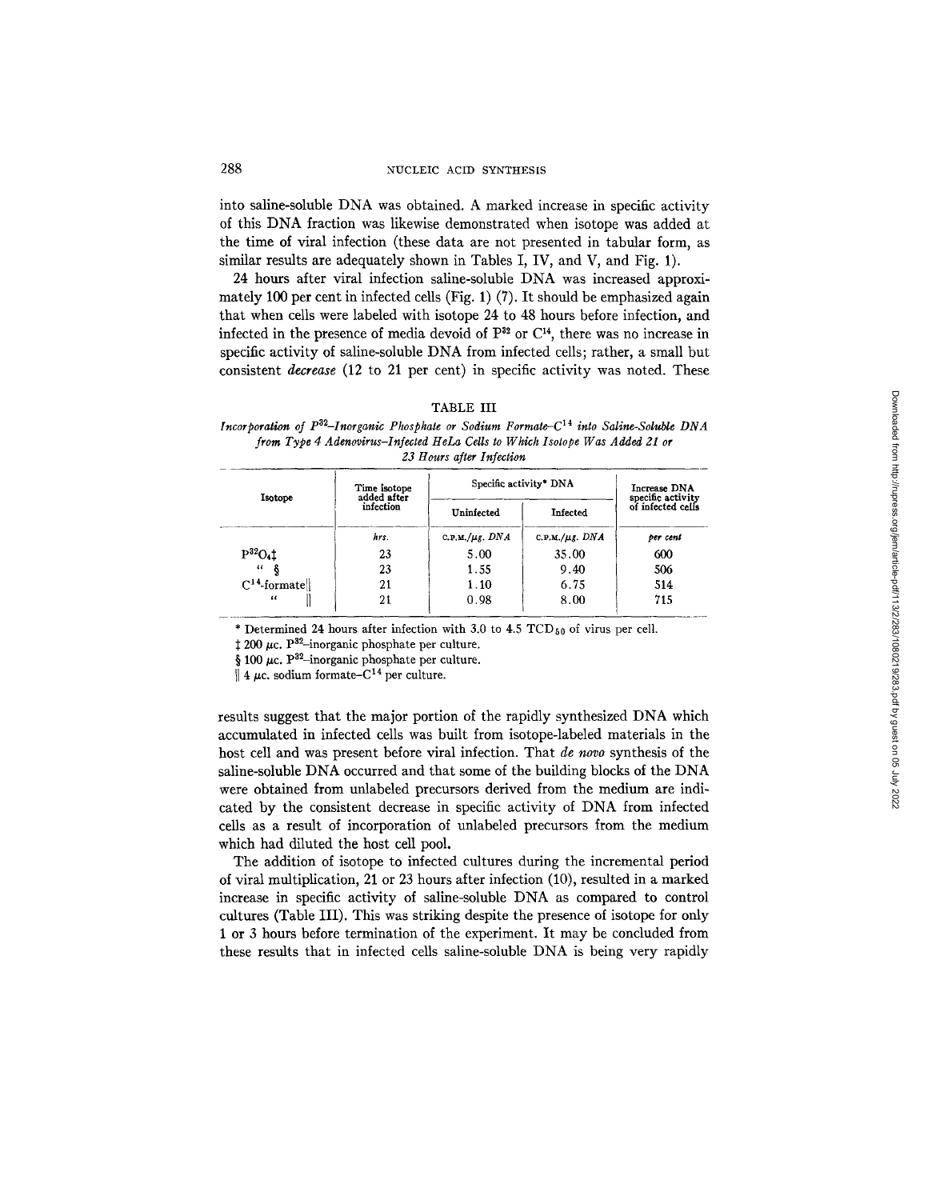into saline-soluble DNA was obtained. A marked increase in specific activity of this DNA fraction was likewise demonstrated when isotope was added at the time of viral infection (these data are not presented in tabular form, as similar results are adequately shown in Tables I, IV, and V, and Fig. 1).

24 hours after viral infection saline-soluble DNA was increased approximately 100 per cent in infected cells (Fig. 1) (7). It should be emphasized again that when cells were labeled with isotope 24 to 48 hours before infection, and infected in the presence of media devoid of $P^{32}$ or $C^{14}$, there was no increase in specific activity of saline-soluble DNA from infected cells; rather, a small but consistent *decrease* (12 to 21 per cent) in specific activity was noted. These

TABLE III

*Incorporation of $P^{32}$–Inorganic Phosphate or Sodium Formate–$C^{14}$ into Saline-Soluble DNA from Type 4 Adenovirus–Infected HeLa Cells to Which Isotope Was Added 21 or 23 Hours after Infection*

| Isotope | Time isotope added after infection | Specific activity* DNA | | Increase DNA specific activity of infected cells |
|---|---|---|---|---|
| | | Uninfected | Infected | |
| | *hrs.* | *C.P.M./µg. DNA* | *C.P.M./µg. DNA* | *per cent* |
| $P^{32}O_4$‡ | 23 | 5.00 | 35.00 | 600 |
| " § | 23 | 1.55 | 9.40 | 506 |
| $C^{14}$-formate‖ | 21 | 1.10 | 6.75 | 514 |
| " ‖ | 21 | 0.98 | 8.00 | 715 |

\* Determined 24 hours after infection with 3.0 to 4.5 $TCD_{50}$ of virus per cell.

‡ 200 µc. $P^{32}$–inorganic phosphate per culture.

§ 100 µc. $P^{32}$–inorganic phosphate per culture.

‖ 4 µc. sodium formate–$C^{14}$ per culture.

results suggest that the major portion of the rapidly synthesized DNA which accumulated in infected cells was built from isotope-labeled materials in the host cell and was present before viral infection. That *de novo* synthesis of the saline-soluble DNA occurred and that some of the building blocks of the DNA were obtained from unlabeled precursors derived from the medium are indicated by the consistent decrease in specific activity of DNA from infected cells as a result of incorporation of unlabeled precursors from the medium which had diluted the host cell pool.

The addition of isotope to infected cultures during the incremental period of viral multiplication, 21 or 23 hours after infection (10), resulted in a marked increase in specific activity of saline-soluble DNA as compared to control cultures (Table III). This was striking despite the presence of isotope for only 1 or 3 hours before termination of the experiment. It may be concluded from these results that in infected cells saline-soluble DNA is being very rapidly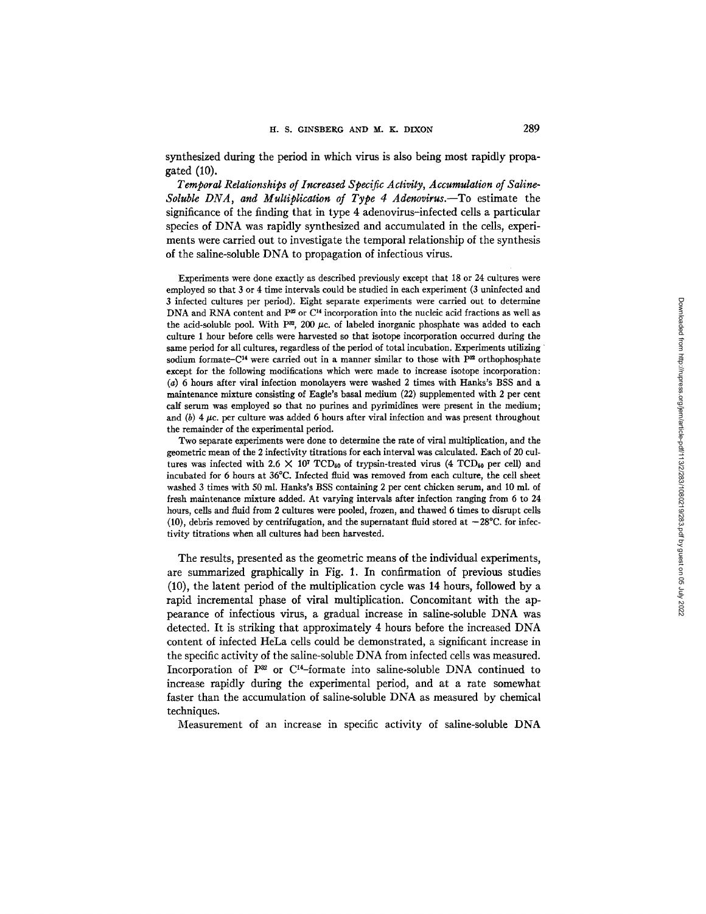synthesized during the period in which virus is also being most rapidly propagated (10).

*Temporal Relationships of Increased Specific Activity, Accumulation of Saline-Soluble DNA, and Multiplication of Type 4 Adenovirus.*—To estimate the significance of the finding that in type 4 adenovirus-infected cells a particular species of DNA was rapidly synthesized and accumulated in the cells, experiments were carried out to investigate the temporal relationship of the synthesis of the saline-soluble DNA to propagation of infectious virus.

Experiments were done exactly as described previously except that 18 or 24 cultures were employed so that 3 or 4 time intervals could be studied in each experiment (3 uninfected and 3 infected cultures per period). Eight separate experiments were carried out to determine DNA and RNA content and $P^{32}$ or $C^{14}$ incorporation into the nucleic acid fractions as well as the acid-soluble pool. With $P^{32}$, 200 $\mu$c. of labeled inorganic phosphate was added to each culture 1 hour before cells were harvested so that isotope incorporation occurred during the same period for all cultures, regardless of the period of total incubation. Experiments utilizing sodium formate-$C^{14}$ were carried out in a manner similar to those with $P^{32}$ orthophosphate except for the following modifications which were made to increase isotope incorporation: (*a*) 6 hours after viral infection monolayers were washed 2 times with Hanks's BSS and a maintenance mixture consisting of Eagle's basal medium (22) supplemented with 2 per cent calf serum was employed so that no purines and pyrimidines were present in the medium; and (*b*) 4 $\mu$c. per culture was added 6 hours after viral infection and was present throughout the remainder of the experimental period.

Two separate experiments were done to determine the rate of viral multiplication, and the geometric mean of the 2 infectivity titrations for each interval was calculated. Each of 20 cultures was infected with $2.6 \times 10^7$ $TCD_{50}$ of trypsin-treated virus (4 $TCD_{50}$ per cell) and incubated for 6 hours at 36°C. Infected fluid was removed from each culture, the cell sheet washed 3 times with 50 ml. Hanks's BSS containing 2 per cent chicken serum, and 10 ml. of fresh maintenance mixture added. At varying intervals after infection ranging from 6 to 24 hours, cells and fluid from 2 cultures were pooled, frozen, and thawed 6 times to disrupt cells (10), debris removed by centrifugation, and the supernatant fluid stored at −28°C. for infectivity titrations when all cultures had been harvested.

The results, presented as the geometric means of the individual experiments, are summarized graphically in Fig. 1. In confirmation of previous studies (10), the latent period of the multiplication cycle was 14 hours, followed by a rapid incremental phase of viral multiplication. Concomitant with the appearance of infectious virus, a gradual increase in saline-soluble DNA was detected. It is striking that approximately 4 hours before the increased DNA content of infected HeLa cells could be demonstrated, a significant increase in the specific activity of the saline-soluble DNA from infected cells was measured. Incorporation of $P^{32}$ or $C^{14}$-formate into saline-soluble DNA continued to increase rapidly during the experimental period, and at a rate somewhat faster than the accumulation of saline-soluble DNA as measured by chemical techniques.

Measurement of an increase in specific activity of saline-soluble DNA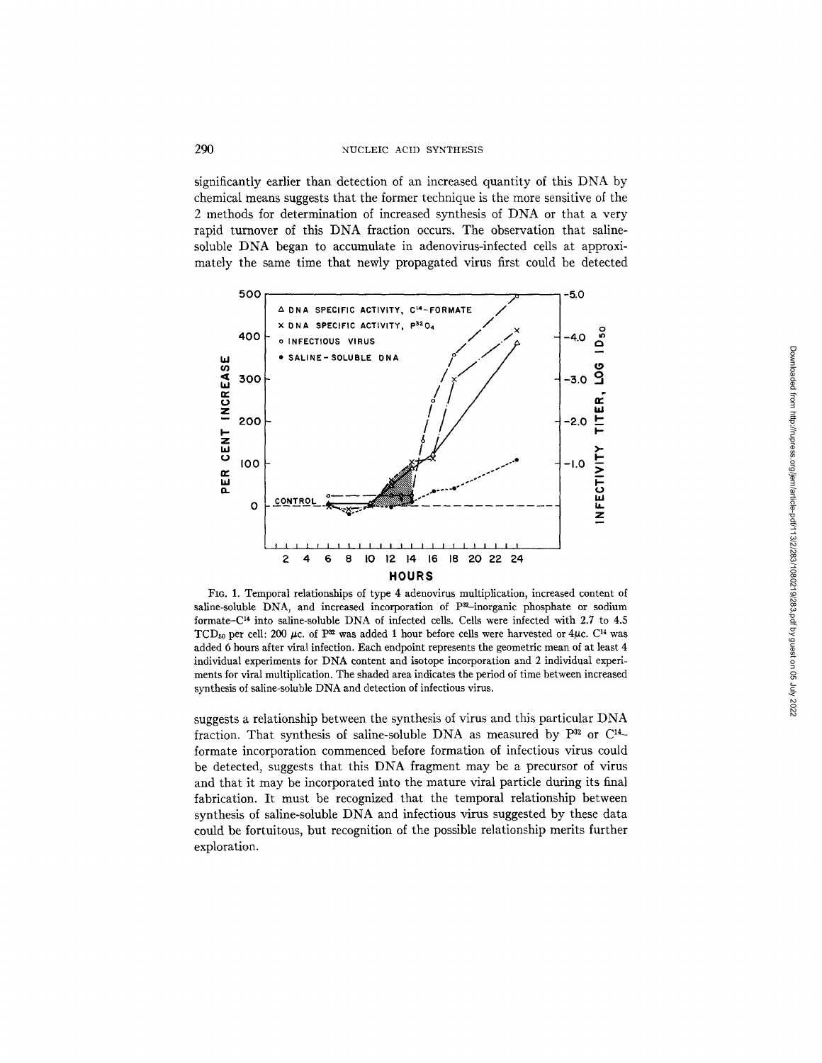significantly earlier than detection of an increased quantity of this DNA by chemical means suggests that the former technique is the more sensitive of the 2 methods for determination of increased synthesis of DNA or that a very rapid turnover of this DNA fraction occurs. The observation that saline-soluble DNA began to accumulate in adenovirus-infected cells at approximately the same time that newly propagated virus first could be detected

FIG. 1. Temporal relationships of type 4 adenovirus multiplication, increased content of saline-soluble DNA, and increased incorporation of $P^{32}$–inorganic phosphate or sodium formate–$C^{14}$ into saline-soluble DNA of infected cells. Cells were infected with 2.7 to 4.5 $TCD_{50}$ per cell: 200 $\mu$c. of $P^{32}$ was added 1 hour before cells were harvested or 4$\mu$c. $C^{14}$ was added 6 hours after viral infection. Each endpoint represents the geometric mean of at least 4 individual experiments for DNA content and isotope incorporation and 2 individual experiments for viral multiplication. The shaded area indicates the period of time between increased synthesis of saline-soluble DNA and detection of infectious virus.

suggests a relationship between the synthesis of virus and this particular DNA fraction. That synthesis of saline-soluble DNA as measured by $P^{32}$ or $C^{14}$-formate incorporation commenced before formation of infectious virus could be detected, suggests that this DNA fragment may be a precursor of virus and that it may be incorporated into the mature viral particle during its final fabrication. It must be recognized that the temporal relationship between synthesis of saline-soluble DNA and infectious virus suggested by these data could be fortuitous, but recognition of the possible relationship merits further exploration.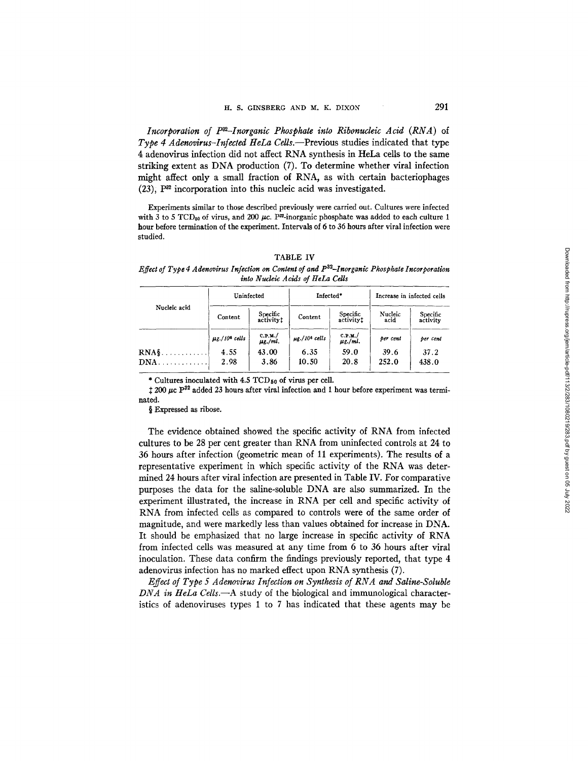*Incorporation of $P^{32}$–Inorganic Phosphate into Ribonucleic Acid (RNA) of Type 4 Adenovirus-Infected HeLa Cells.*—Previous studies indicated that type 4 adenovirus infection did not affect RNA synthesis in HeLa cells to the same striking extent as DNA production (7). To determine whether viral infection might affect only a small fraction of RNA, as with certain bacteriophages (23), $P^{32}$ incorporation into this nucleic acid was investigated.

Experiments similar to those described previously were carried out. Cultures were infected with 3 to 5 $TCD_{50}$ of virus, and 200 μc. $P^{32}$-inorganic phosphate was added to each culture 1 hour before termination of the experiment. Intervals of 6 to 36 hours after viral infection were studied.

TABLE IV

*Effect of Type 4 Adenovirus Infection on Content of and $P^{32}$–Inorganic Phosphate Incorporation into Nucleic Acids of HeLa Cells*

| Nucleic acid | Uninfected | | Infected* | | Increase in infected cells | |
|---|---|---|---|---|---|---|
| | Content | Specific activity‡ | Content | Specific activity‡ | Nucleic acid | Specific activity |
| | *μg./10⁶ cells* | *C.P.M./μg./ml.* | *μg./10⁶ cells* | *C.P.M./μg./ml.* | *per cent* | *per cent* |
| RNA§ | 4.55 | 43.00 | 6.35 | 59.0 | 39.6 | 37.2 |
| DNA | 2.98 | 3.86 | 10.50 | 20.8 | 252.0 | 438.0 |

\* Cultures inoculated with 4.5 $TCD_{50}$ of virus per cell.

‡ 200 μc $P^{32}$ added 23 hours after viral infection and 1 hour before experiment was terminated.

§ Expressed as ribose.

The evidence obtained showed the specific activity of RNA from infected cultures to be 28 per cent greater than RNA from uninfected controls at 24 to 36 hours after infection (geometric mean of 11 experiments). The results of a representative experiment in which specific activity of the RNA was determined 24 hours after viral infection are presented in Table IV. For comparative purposes the data for the saline-soluble DNA are also summarized. In the experiment illustrated, the increase in RNA per cell and specific activity of RNA from infected cells as compared to controls were of the same order of magnitude, and were markedly less than values obtained for increase in DNA. It should be emphasized that no large increase in specific activity of RNA from infected cells was measured at any time from 6 to 36 hours after viral inoculation. These data confirm the findings previously reported, that type 4 adenovirus infection has no marked effect upon RNA synthesis (7).

*Effect of Type 5 Adenovirus Infection on Synthesis of RNA and Saline-Soluble DNA in HeLa Cells.*—A study of the biological and immunological characteristics of adenoviruses types 1 to 7 has indicated that these agents may be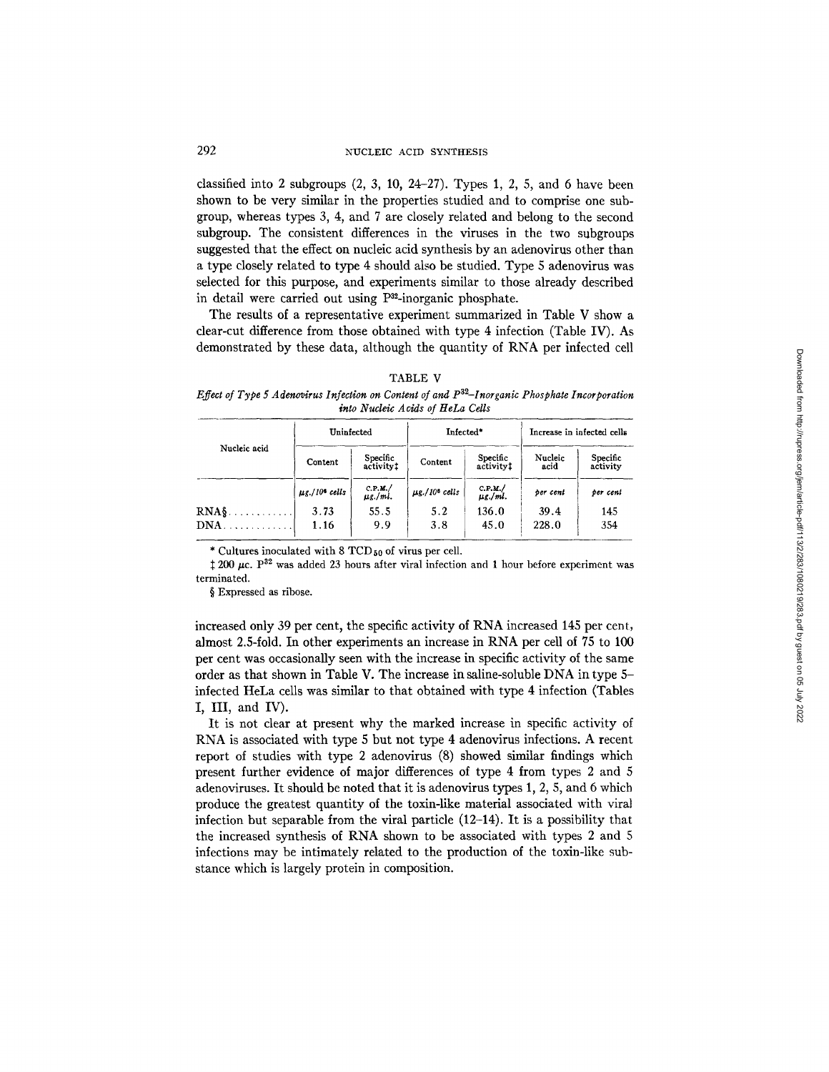classified into 2 subgroups (2, 3, 10, 24–27). Types 1, 2, 5, and 6 have been shown to be very similar in the properties studied and to comprise one subgroup, whereas types 3, 4, and 7 are closely related and belong to the second subgroup. The consistent differences in the viruses in the two subgroups suggested that the effect on nucleic acid synthesis by an adenovirus other than a type closely related to type 4 should also be studied. Type 5 adenovirus was selected for this purpose, and experiments similar to those already described in detail were carried out using $P^{32}$-inorganic phosphate.

The results of a representative experiment summarized in Table V show a clear-cut difference from those obtained with type 4 infection (Table IV). As demonstrated by these data, although the quantity of RNA per infected cell

TABLE V

*Effect of Type 5 Adenovirus Infection on Content of and $P^{32}$–Inorganic Phosphate Incorporation into Nucleic Acids of HeLa Cells*

| Nucleic acid | Uninfected | | Infected* | | Increase in infected cells | |
|---|---|---|---|---|---|---|
| | Content | Specific activity‡ | Content | Specific activity‡ | Nucleic acid | Specific activity |
| | *μg./10⁶ cells* | *C.P.M./μg./ml.* | *μg./10⁶ cells* | *C.P.M./μg./ml.* | *per cent* | *per cent* |
| RNA§ | 3.73 | 55.5 | 5.2 | 136.0 | 39.4 | 145 |
| DNA | 1.16 | 9.9 | 3.8 | 45.0 | 228.0 | 354 |

\* Cultures inoculated with 8 $TCD_{50}$ of virus per cell.

‡ 200 μc. $P^{32}$ was added 23 hours after viral infection and 1 hour before experiment was terminated.

§ Expressed as ribose.

increased only 39 per cent, the specific activity of RNA increased 145 per cent, almost 2.5-fold. In other experiments an increase in RNA per cell of 75 to 100 per cent was occasionally seen with the increase in specific activity of the same order as that shown in Table V. The increase in saline-soluble DNA in type 5–infected HeLa cells was similar to that obtained with type 4 infection (Tables I, III, and IV).

It is not clear at present why the marked increase in specific activity of RNA is associated with type 5 but not type 4 adenovirus infections. A recent report of studies with type 2 adenovirus (8) showed similar findings which present further evidence of major differences of type 4 from types 2 and 5 adenoviruses. It should be noted that it is adenovirus types 1, 2, 5, and 6 which produce the greatest quantity of the toxin-like material associated with viral infection but separable from the viral particle (12–14). It is a possibility that the increased synthesis of RNA shown to be associated with types 2 and 5 infections may be intimately related to the production of the toxin-like substance which is largely protein in composition.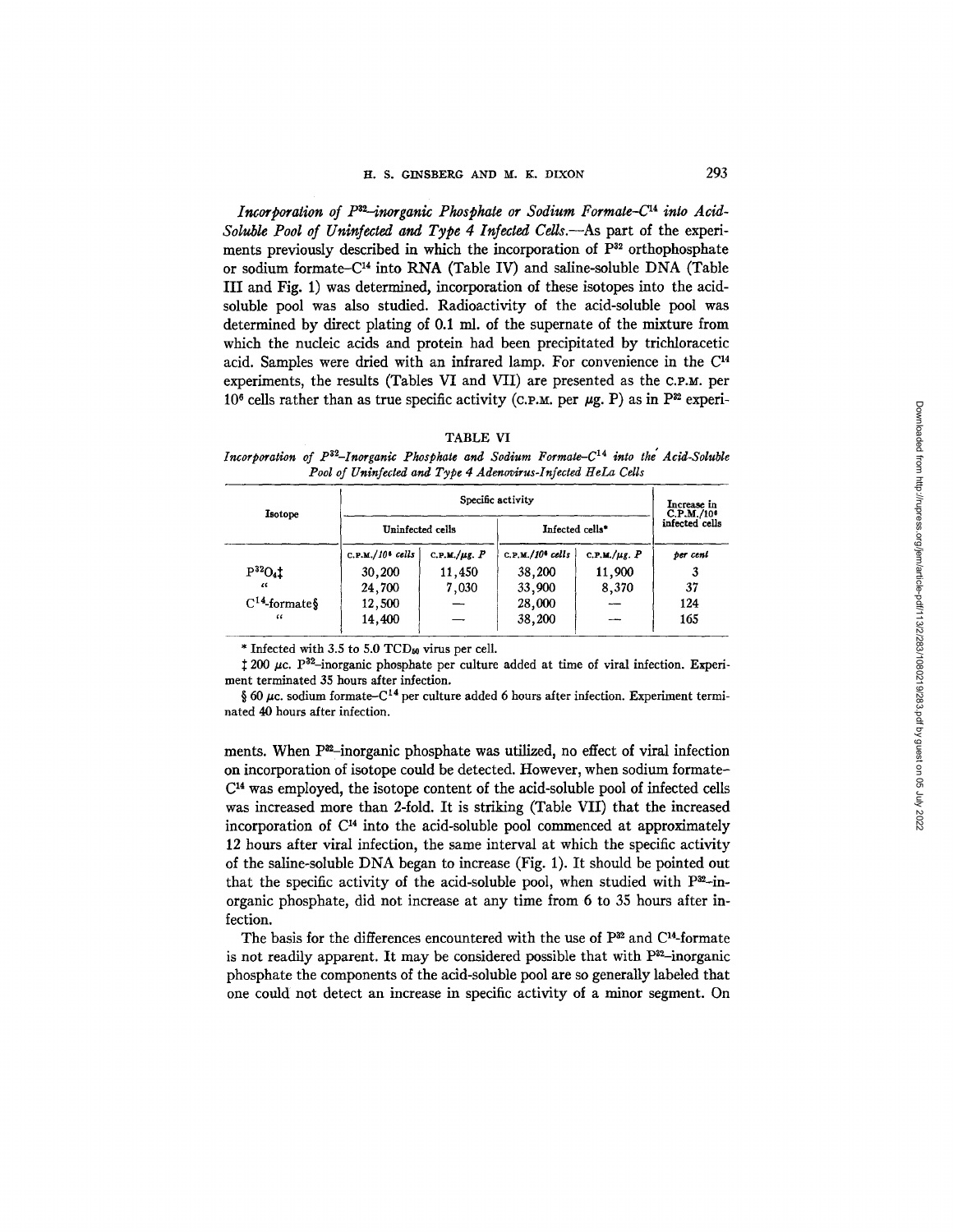*Incorporation of $P^{32}$–inorganic Phosphate or Sodium Formate–$C^{14}$ into Acid-Soluble Pool of Uninfected and Type 4 Infected Cells.*—As part of the experiments previously described in which the incorporation of $P^{32}$ orthophosphate or sodium formate–$C^{14}$ into RNA (Table IV) and saline-soluble DNA (Table III and Fig. 1) was determined, incorporation of these isotopes into the acid-soluble pool was also studied. Radioactivity of the acid-soluble pool was determined by direct plating of 0.1 ml. of the supernate of the mixture from which the nucleic acids and protein had been precipitated by trichloracetic acid. Samples were dried with an infrared lamp. For convenience in the $C^{14}$ experiments, the results (Tables VI and VII) are presented as the C.P.M. per $10^6$ cells rather than as true specific activity (C.P.M. per $\mu$g. P) as in $P^{32}$ experiments. When $P^{32}$–inorganic phosphate was utilized, no effect of viral infection on incorporation of isotope could be detected. However, when sodium formate–$C^{14}$ was employed, the isotope content of the acid-soluble pool of infected cells was increased more than 2-fold. It is striking (Table VII) that the increased incorporation of $C^{14}$ into the acid-soluble pool commenced at approximately 12 hours after viral infection, the same interval at which the specific activity of the saline-soluble DNA began to increase (Fig. 1). It should be pointed out that the specific activity of the acid-soluble pool, when studied with $P^{32}$–inorganic phosphate, did not increase at any time from 6 to 35 hours after infection.

TABLE VI

*Incorporation of $P^{32}$–Inorganic Phosphate and Sodium Formate–$C^{14}$ into the Acid-Soluble Pool of Uninfected and Type 4 Adenovirus-Infected HeLa Cells*

| Isotope | Specific activity | | | | Increase in C.P.M./$10^6$ infected cells |
|---|---|---|---|---|---|
| | Uninfected cells | | Infected cells* | | |
| | C.P.M./$10^6$ cells | C.P.M./$\mu$g. P | C.P.M./$10^6$ cells | C.P.M./$\mu$g. P | *per cent* |
| $P^{32}O_4$‡ | 30,200 | 11,450 | 38,200 | 11,900 | 3 |
| " | 24,700 | 7,030 | 33,900 | 8,370 | 37 |
| $C^{14}$-formate§ | 12,500 | — | 28,000 | — | 124 |
| " | 14,400 | — | 38,200 | — | 165 |

\* Infected with 3.5 to 5.0 $TCD_{50}$ virus per cell.

‡ 200 $\mu$c. $P^{32}$–inorganic phosphate per culture added at time of viral infection. Experiment terminated 35 hours after infection.

§ 60 $\mu$c. sodium formate–$C^{14}$ per culture added 6 hours after infection. Experiment terminated 40 hours after infection.

The basis for the differences encountered with the use of $P^{32}$ and $C^{14}$-formate is not readily apparent. It may be considered possible that with $P^{32}$–inorganic phosphate the components of the acid-soluble pool are so generally labeled that one could not detect an increase in specific activity of a minor segment. On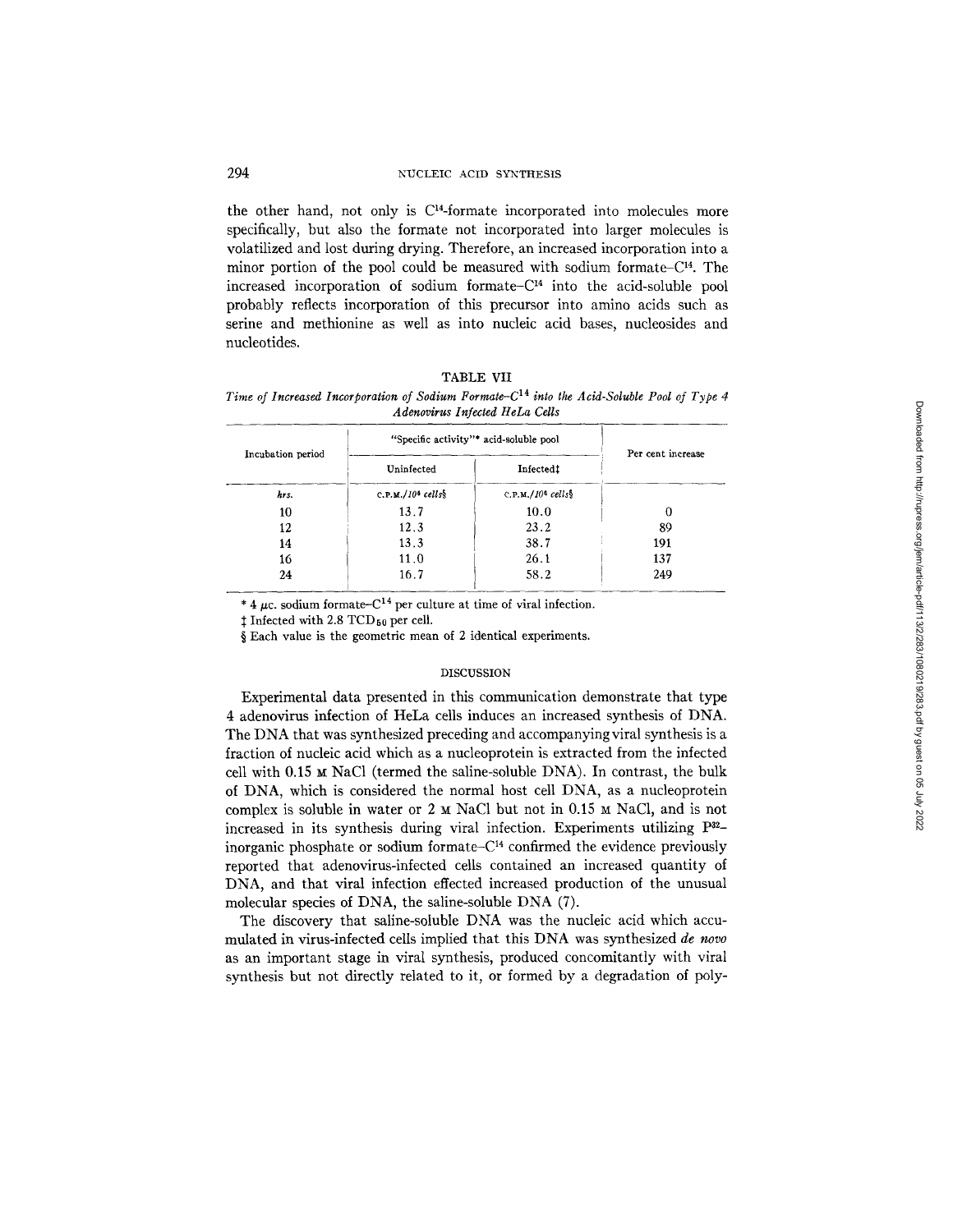the other hand, not only is $C^{14}$-formate incorporated into molecules more specifically, but also the formate not incorporated into larger molecules is volatilized and lost during drying. Therefore, an increased incorporation into a minor portion of the pool could be measured with sodium formate–$C^{14}$. The increased incorporation of sodium formate–$C^{14}$ into the acid-soluble pool probably reflects incorporation of this precursor into amino acids such as serine and methionine as well as into nucleic acid bases, nucleosides and nucleotides.

TABLE VII

*Time of Increased Incorporation of Sodium Formate–$C^{14}$ into the Acid-Soluble Pool of Type 4 Adenovirus Infected HeLa Cells*

| Incubation period | "Specific activity"* acid-soluble pool | | Per cent increase |
|---|---|---|---|
| | Uninfected | Infected‡ | |
| *hrs.* | C.P.M./$10^6$ *cells*§ | C.P.M./$10^6$ *cells*§ | |
| 10 | 13.7 | 10.0 | 0 |
| 12 | 12.3 | 23.2 | 89 |
| 14 | 13.3 | 38.7 | 191 |
| 16 | 11.0 | 26.1 | 137 |
| 24 | 16.7 | 58.2 | 249 |

\* 4 $\mu$c. sodium formate–$C^{14}$ per culture at time of viral infection.

‡ Infected with 2.8 $TCD_{50}$ per cell.

§ Each value is the geometric mean of 2 identical experiments.

## DISCUSSION

Experimental data presented in this communication demonstrate that type 4 adenovirus infection of HeLa cells induces an increased synthesis of DNA. The DNA that was synthesized preceding and accompanying viral synthesis is a fraction of nucleic acid which as a nucleoprotein is extracted from the infected cell with 0.15 M NaCl (termed the saline-soluble DNA). In contrast, the bulk of DNA, which is considered the normal host cell DNA, as a nucleoprotein complex is soluble in water or 2 M NaCl but not in 0.15 M NaCl, and is not increased in its synthesis during viral infection. Experiments utilizing $P^{32}$–inorganic phosphate or sodium formate–$C^{14}$ confirmed the evidence previously reported that adenovirus-infected cells contained an increased quantity of DNA, and that viral infection effected increased production of the unusual molecular species of DNA, the saline-soluble DNA (7).

The discovery that saline-soluble DNA was the nucleic acid which accumulated in virus-infected cells implied that this DNA was synthesized *de novo* as an important stage in viral synthesis, produced concomitantly with viral synthesis but not directly related to it, or formed by a degradation of poly-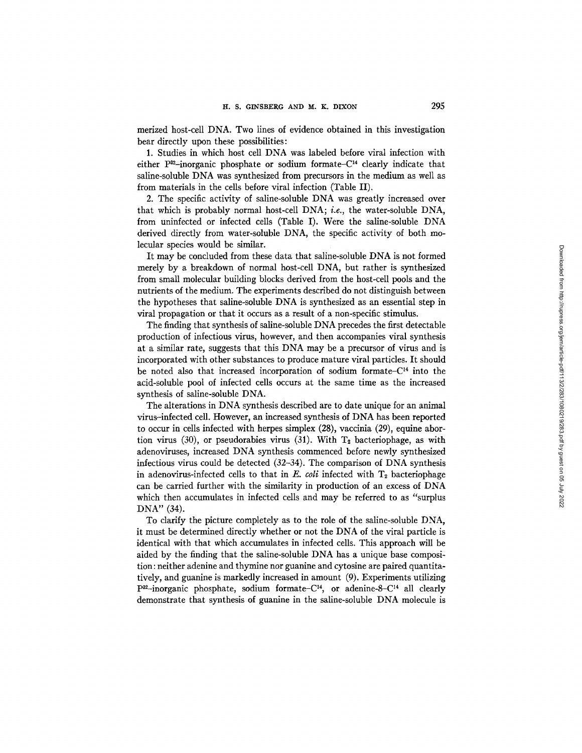merized host-cell DNA. Two lines of evidence obtained in this investigation bear directly upon these possibilities:

1. Studies in which host cell DNA was labeled before viral infection with either $P^{32}$–inorganic phosphate or sodium formate–$C^{14}$ clearly indicate that saline-soluble DNA was synthesized from precursors in the medium as well as from materials in the cells before viral infection (Table II).

2. The specific activity of saline-soluble DNA was greatly increased over that which is probably normal host-cell DNA; *i.e.*, the water-soluble DNA, from uninfected or infected cells (Table I). Were the saline-soluble DNA derived directly from water-soluble DNA, the specific activity of both molecular species would be similar.

It may be concluded from these data that saline-soluble DNA is not formed merely by a breakdown of normal host-cell DNA, but rather is synthesized from small molecular building blocks derived from the host-cell pools and the nutrients of the medium. The experiments described do not distinguish between the hypotheses that saline-soluble DNA is synthesized as an essential step in viral propagation or that it occurs as a result of a non-specific stimulus.

The finding that synthesis of saline-soluble DNA precedes the first detectable production of infectious virus, however, and then accompanies viral synthesis at a similar rate, suggests that this DNA may be a precursor of virus and is incorporated with other substances to produce mature viral particles. It should be noted also that increased incorporation of sodium formate–$C^{14}$ into the acid-soluble pool of infected cells occurs at the same time as the increased synthesis of saline-soluble DNA.

The alterations in DNA synthesis described are to date unique for an animal virus–infected cell. However, an increased synthesis of DNA has been reported to occur in cells infected with herpes simplex (28), vaccinia (29), equine abortion virus (30), or pseudorabies virus (31). With $T_2$ bacteriophage, as with adenoviruses, increased DNA synthesis commenced before newly synthesized infectious virus could be detected (32–34). The comparison of DNA synthesis in adenovirus-infected cells to that in *E. coli* infected with $T_2$ bacteriophage can be carried further with the similarity in production of an excess of DNA which then accumulates in infected cells and may be referred to as "surplus DNA" (34).

To clarify the picture completely as to the role of the saline-soluble DNA, it must be determined directly whether or not the DNA of the viral particle is identical with that which accumulates in infected cells. This approach will be aided by the finding that the saline-soluble DNA has a unique base composition: neither adenine and thymine nor guanine and cytosine are paired quantitatively, and guanine is markedly increased in amount (9). Experiments utilizing $P^{32}$–inorganic phosphate, sodium formate–$C^{14}$, or adenine-8–$C^{14}$ all clearly demonstrate that synthesis of guanine in the saline-soluble DNA molecule is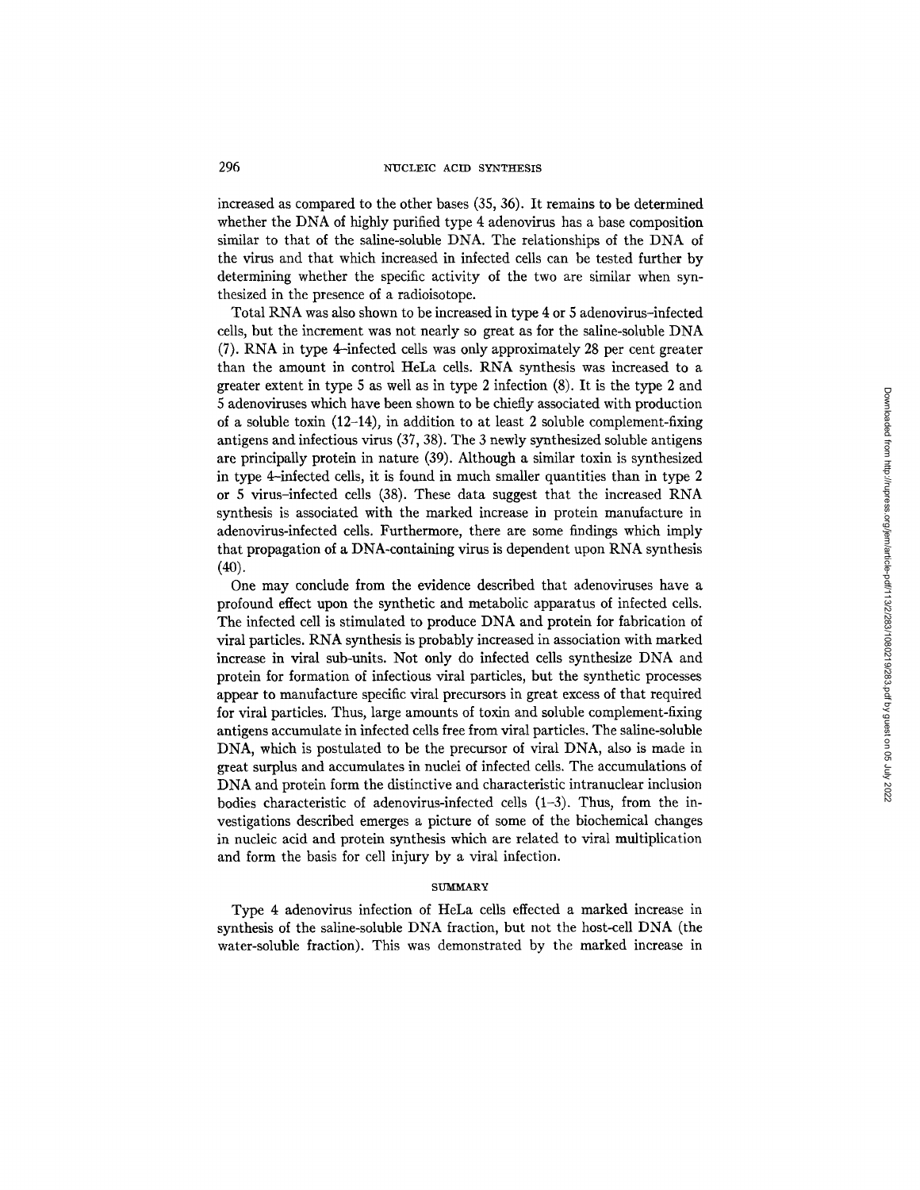increased as compared to the other bases (35, 36). It remains to be determined whether the DNA of highly purified type 4 adenovirus has a base composition similar to that of the saline-soluble DNA. The relationships of the DNA of the virus and that which increased in infected cells can be tested further by determining whether the specific activity of the two are similar when synthesized in the presence of a radioisotope.

Total RNA was also shown to be increased in type 4 or 5 adenovirus–infected cells, but the increment was not nearly so great as for the saline-soluble DNA (7). RNA in type 4–infected cells was only approximately 28 per cent greater than the amount in control HeLa cells. RNA synthesis was increased to a greater extent in type 5 as well as in type 2 infection (8). It is the type 2 and 5 adenoviruses which have been shown to be chiefly associated with production of a soluble toxin (12–14), in addition to at least 2 soluble complement-fixing antigens and infectious virus (37, 38). The 3 newly synthesized soluble antigens are principally protein in nature (39). Although a similar toxin is synthesized in type 4–infected cells, it is found in much smaller quantities than in type 2 or 5 virus–infected cells (38). These data suggest that the increased RNA synthesis is associated with the marked increase in protein manufacture in adenovirus-infected cells. Furthermore, there are some findings which imply that propagation of a DNA-containing virus is dependent upon RNA synthesis (40).

One may conclude from the evidence described that adenoviruses have a profound effect upon the synthetic and metabolic apparatus of infected cells. The infected cell is stimulated to produce DNA and protein for fabrication of viral particles. RNA synthesis is probably increased in association with marked increase in viral sub-units. Not only do infected cells synthesize DNA and protein for formation of infectious viral particles, but the synthetic processes appear to manufacture specific viral precursors in great excess of that required for viral particles. Thus, large amounts of toxin and soluble complement-fixing antigens accumulate in infected cells free from viral particles. The saline-soluble DNA, which is postulated to be the precursor of viral DNA, also is made in great surplus and accumulates in nuclei of infected cells. The accumulations of DNA and protein form the distinctive and characteristic intranuclear inclusion bodies characteristic of adenovirus-infected cells (1–3). Thus, from the investigations described emerges a picture of some of the biochemical changes in nucleic acid and protein synthesis which are related to viral multiplication and form the basis for cell injury by a viral infection.

## SUMMARY

Type 4 adenovirus infection of HeLa cells effected a marked increase in synthesis of the saline-soluble DNA fraction, but not the host-cell DNA (the water-soluble fraction). This was demonstrated by the marked increase in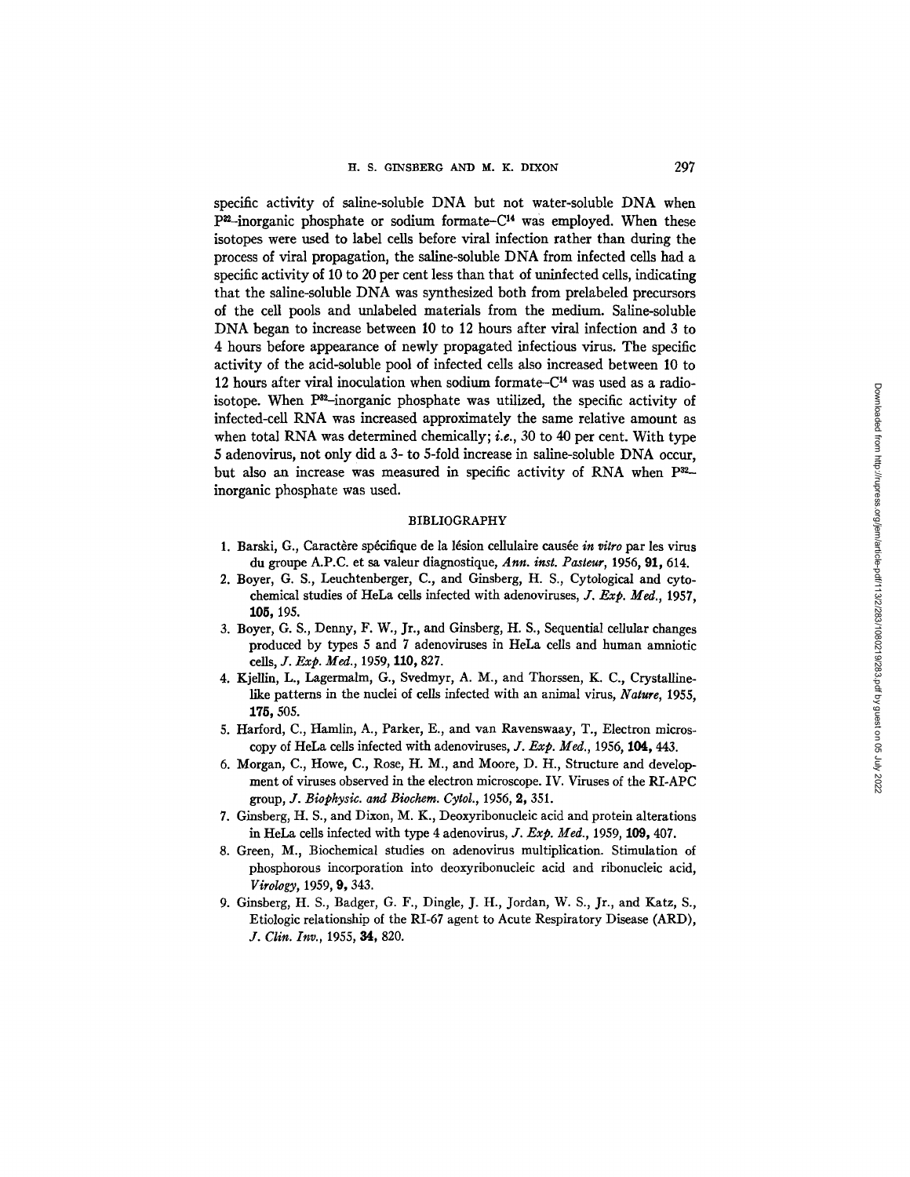specific activity of saline-soluble DNA but not water-soluble DNA when $P^{32}$–inorganic phosphate or sodium formate–$C^{14}$ was employed. When these isotopes were used to label cells before viral infection rather than during the process of viral propagation, the saline-soluble DNA from infected cells had a specific activity of 10 to 20 per cent less than that of uninfected cells, indicating that the saline-soluble DNA was synthesized both from prelabeled precursors of the cell pools and unlabeled materials from the medium. Saline-soluble DNA began to increase between 10 to 12 hours after viral infection and 3 to 4 hours before appearance of newly propagated infectious virus. The specific activity of the acid-soluble pool of infected cells also increased between 10 to 12 hours after viral inoculation when sodium formate–$C^{14}$ was used as a radioisotope. When $P^{32}$–inorganic phosphate was utilized, the specific activity of infected-cell RNA was increased approximately the same relative amount as when total RNA was determined chemically; *i.e.*, 30 to 40 per cent. With type 5 adenovirus, not only did a 3- to 5-fold increase in saline-soluble DNA occur, but also an increase was measured in specific activity of RNA when $P^{32}$–inorganic phosphate was used.

## BIBLIOGRAPHY

1. Barski, G., Caractère spécifique de la lésion cellulaire causée *in vitro* par les virus du groupe A.P.C. et sa valeur diagnostique, *Ann. inst. Pasteur*, 1956, **91,** 614.
2. Boyer, G. S., Leuchtenberger, C., and Ginsberg, H. S., Cytological and cytochemical studies of HeLa cells infected with adenoviruses, *J. Exp. Med.*, 1957, **105,** 195.
3. Boyer, G. S., Denny, F. W., Jr., and Ginsberg, H. S., Sequential cellular changes produced by types 5 and 7 adenoviruses in HeLa cells and human amniotic cells, *J. Exp. Med.*, 1959, **110,** 827.
4. Kjellin, L., Lagermalm, G., Svedmyr, A. M., and Thorssen, K. C., Crystalline-like patterns in the nuclei of cells infected with an animal virus, *Nature*, 1955, **175,** 505.
5. Harford, C., Hamlin, A., Parker, E., and van Ravenswaay, T., Electron microscopy of HeLa cells infected with adenoviruses, *J. Exp. Med.*, 1956, **104,** 443.
6. Morgan, C., Howe, C., Rose, H. M., and Moore, D. H., Structure and development of viruses observed in the electron microscope. IV. Viruses of the RI-APC group, *J. Biophysic. and Biochem. Cytol.*, 1956, **2,** 351.
7. Ginsberg, H. S., and Dixon, M. K., Deoxyribonucleic acid and protein alterations in HeLa cells infected with type 4 adenovirus, *J. Exp. Med.*, 1959, **109,** 407.
8. Green, M., Biochemical studies on adenovirus multiplication. Stimulation of phosphorous incorporation into deoxyribonucleic acid and ribonucleic acid, *Virology*, 1959, **9,** 343.
9. Ginsberg, H. S., Badger, G. F., Dingle, J. H., Jordan, W. S., Jr., and Katz, S., Etiologic relationship of the RI-67 agent to Acute Respiratory Disease (ARD), *J. Clin. Inv.*, 1955, **34,** 820.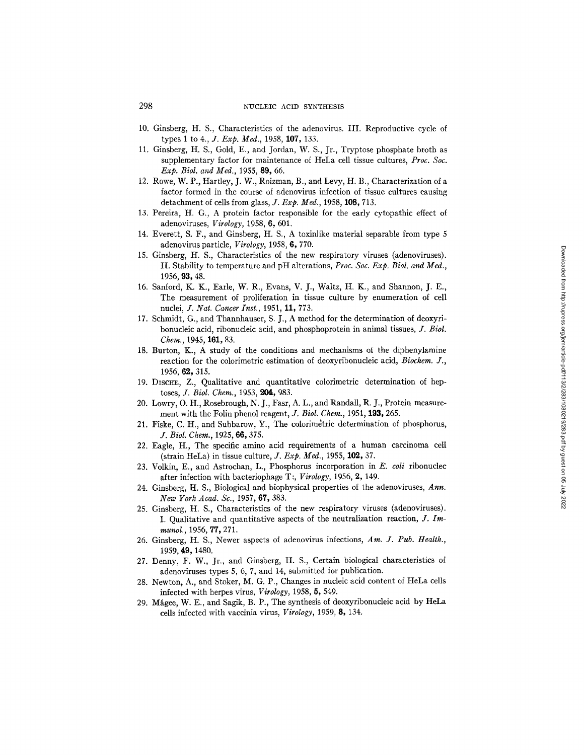10. Ginsberg, H. S., Characteristics of the adenovirus. III. Reproductive cycle of types 1 to 4., *J. Exp. Med.*, 1958, **107**, 133.
11. Ginsberg, H. S., Gold, E., and Jordan, W. S., Jr., Tryptose phosphate broth as supplementary factor for maintenance of HeLa cell tissue cultures, *Proc. Soc. Exp. Biol. and Med.*, 1955, **89**, 66.
12. Rowe, W. P., Hartley, J. W., Roizman, B., and Levy, H. B., Characterization of a factor formed in the course of adenovirus infection of tissue cultures causing detachment of cells from glass, *J. Exp. Med.*, 1958, **108**, 713.
13. Pereira, H. G., A protein factor responsible for the early cytopathic effect of adenoviruses, *Virology*, 1958, **6**, 601.
14. Everett, S. F., and Ginsberg, H. S., A toxinlike material separable from type 5 adenovirus particle, *Virology*, 1958, **6**, 770.
15. Ginsberg, H. S., Characteristics of the new respiratory viruses (adenoviruses). II. Stability to temperature and pH alterations, *Proc. Soc. Exp. Biol. and Med.*, 1956, **93**, 48.
16. Sanford, K. K., Earle, W. R., Evans, V. J., Waltz, H. K., and Shannon, J. E., The measurement of proliferation in tissue culture by enumeration of cell nuclei, *J. Nat. Cancer Inst.*, 1951, **11**, 773.
17. Schmidt, G., and Thannhauser, S. J., A method for the determination of deoxyribonucleic acid, ribonucleic acid, and phosphoprotein in animal tissues, *J. Biol. Chem.*, 1945, **161**, 83.
18. Burton, K., A study of the conditions and mechanisms of the diphenylamine reaction for the colorimetric estimation of deoxyribonucleic acid, *Biochem. J.*, 1956, **62**, 315.
19. Dische, Z., Qualitative and quantitative colorimetric determination of heptoses, *J. Biol. Chem.*, 1953, **204**, 983.
20. Lowry, O. H., Rosebrough, N. J., Fasr, A. L., and Randall, R. J., Protein measurement with the Folin phenol reagent, *J. Biol. Chem.*, 1951, **193**, 265.
21. Fiske, C. H., and Subbarow, Y., The colorimetric determination of phosphorus, *J. Biol. Chem.*, 1925, **66**, 375.
22. Eagle, H., The specific amino acid requirements of a human carcinoma cell (strain HeLa) in tissue culture, *J. Exp. Med.*, 1955, **102**, 37.
23. Volkin, E., and Astrochan, L., Phosphorus incorporation in *E. coli* ribonuclec after infection with bacteriophage T:, *Virology*, 1956, **2**, 149.
24. Ginsberg, H. S., Biological and biophysical properties of the adenoviruses, *Ann. New York Acad. Sc.*, 1957, **67**, 383.
25. Ginsberg, H. S., Characteristics of the new respiratory viruses (adenoviruses). I. Qualitative and quantitative aspects of the neutralization reaction, *J. Immunol.*, 1956, **77**, 271.
26. Ginsberg, H. S., Newer aspects of adenovirus infections, *Am. J. Pub. Health.*, 1959, **49**, 1480.
27. Denny, F. W., Jr., and Ginsberg, H. S., Certain biological characteristics of adenoviruses types 5, 6, 7, and 14, submitted for publication.
28. Newton, A., and Stoker, M. G. P., Changes in nucleic acid content of HeLa cells infected with herpes virus, *Virology*, 1958, **5**, 549.
29. Mágee, W. E., and Sagik, B. P., The synthesis of deoxyribonucleic acid by HeLa cells infected with vaccinia virus, *Virology*, 1959, **8**, 134.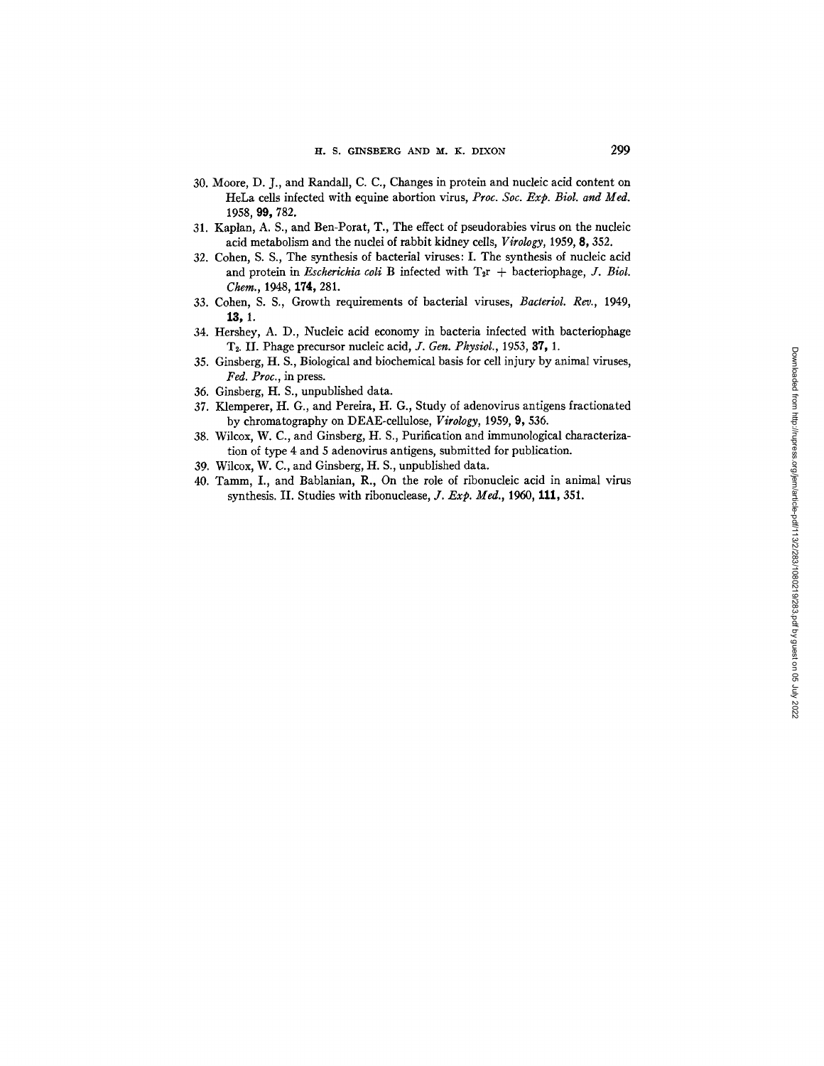30. Moore, D. J., and Randall, C. C., Changes in protein and nucleic acid content on HeLa cells infected with equine abortion virus, *Proc. Soc. Exp. Biol. and Med.* 1958, **99,** 782.
31. Kaplan, A. S., and Ben-Porat, T., The effect of pseudorabies virus on the nucleic acid metabolism and the nuclei of rabbit kidney cells, *Virology,* 1959, **8,** 352.
32. Cohen, S. S., The synthesis of bacterial viruses: I. The synthesis of nucleic acid and protein in *Escherichia coli* B infected with $T_2r$ + bacteriophage, *J. Biol. Chem.,* 1948, **174,** 281.
33. Cohen, S. S., Growth requirements of bacterial viruses, *Bacteriol. Rev.,* 1949, **13,** 1.
34. Hershey, A. D., Nucleic acid economy in bacteria infected with bacteriophage $T_2$. II. Phage precursor nucleic acid, *J. Gen. Physiol.,* 1953, **37,** 1.
35. Ginsberg, H. S., Biological and biochemical basis for cell injury by animal viruses, *Fed. Proc.,* in press.
36. Ginsberg, H. S., unpublished data.
37. Klemperer, H. G., and Pereira, H. G., Study of adenovirus antigens fractionated by chromatography on DEAE-cellulose, *Virology,* 1959, **9,** 536.
38. Wilcox, W. C., and Ginsberg, H. S., Purification and immunological characterization of type 4 and 5 adenovirus antigens, submitted for publication.
39. Wilcox, W. C., and Ginsberg, H. S., unpublished data.
40. Tamm, I., and Bablanian, R., On the role of ribonucleic acid in animal virus synthesis. II. Studies with ribonuclease, *J. Exp. Med.,* 1960, **111,** 351.